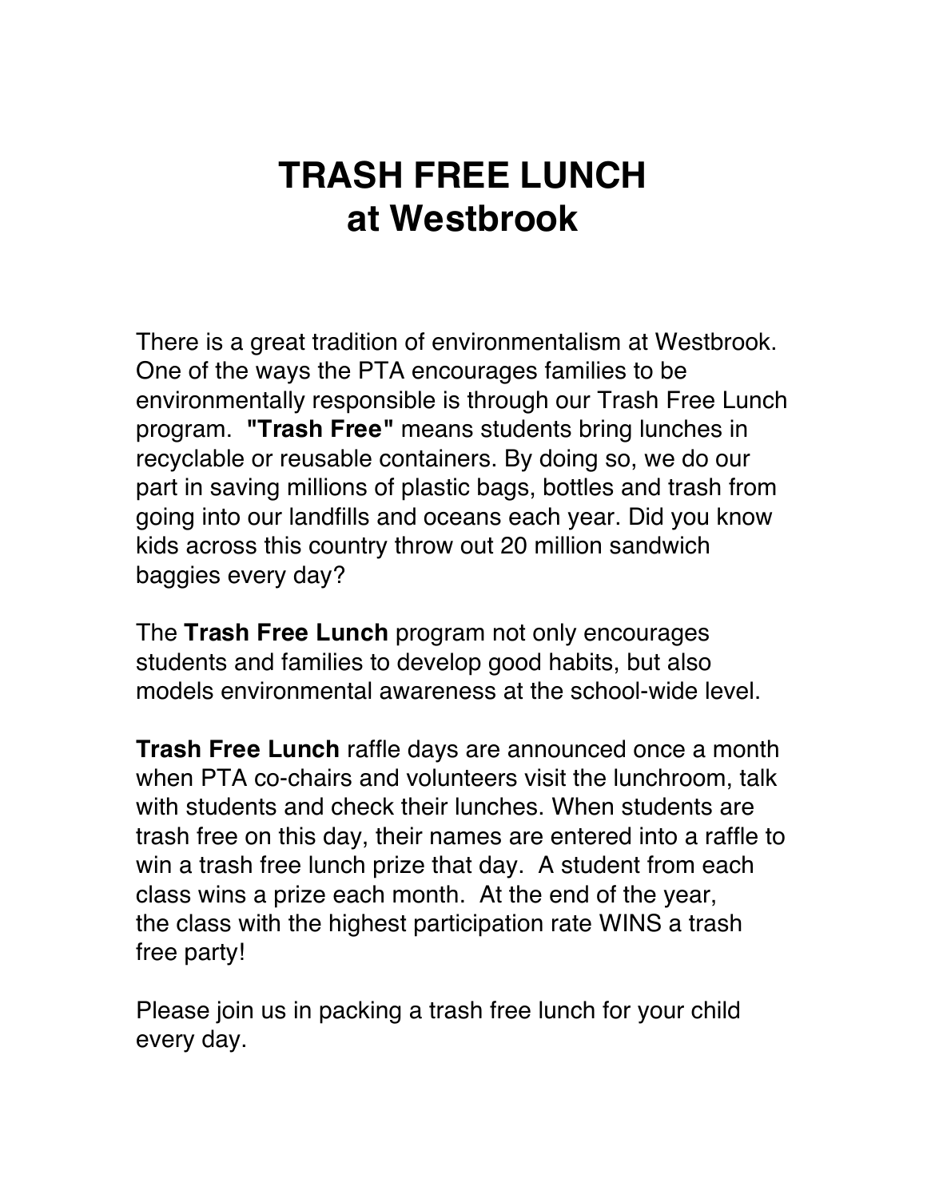# TRASH FREE LUNCH
# at Westbrook

There is a great tradition of environmentalism at Westbrook. One of the ways the PTA encourages families to be environmentally responsible is through our Trash Free Lunch program. **"Trash Free"** means students bring lunches in recyclable or reusable containers. By doing so, we do our part in saving millions of plastic bags, bottles and trash from going into our landfills and oceans each year. Did you know kids across this country throw out 20 million sandwich baggies every day?

The **Trash Free Lunch** program not only encourages students and families to develop good habits, but also models environmental awareness at the school-wide level.

**Trash Free Lunch** raffle days are announced once a month when PTA co-chairs and volunteers visit the lunchroom, talk with students and check their lunches. When students are trash free on this day, their names are entered into a raffle to win a trash free lunch prize that day. A student from each class wins a prize each month. At the end of the year, the class with the highest participation rate WINS a trash free party!

Please join us in packing a trash free lunch for your child every day.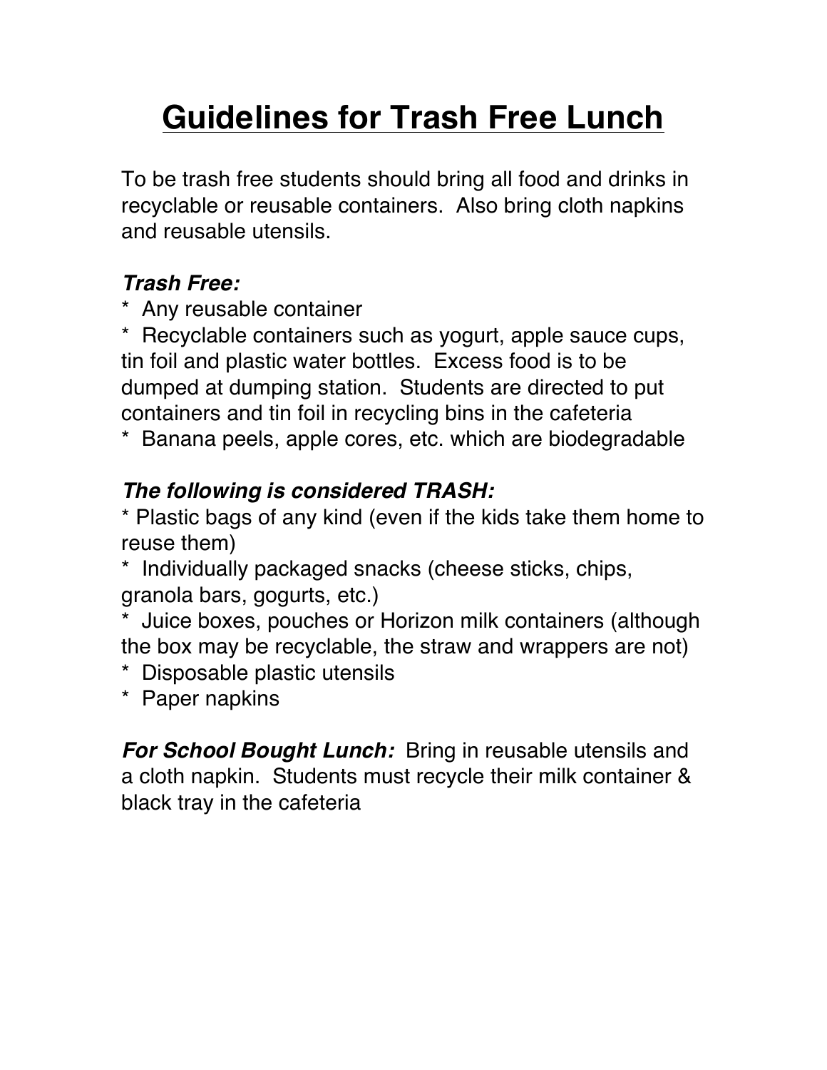# Guidelines for Trash Free Lunch

To be trash free students should bring all food and drinks in recyclable or reusable containers.  Also bring cloth napkins and reusable utensils.

***Trash Free:***

* Any reusable container
* Recyclable containers such as yogurt, apple sauce cups, tin foil and plastic water bottles.  Excess food is to be dumped at dumping station.  Students are directed to put containers and tin foil in recycling bins in the cafeteria
* Banana peels, apple cores, etc. which are biodegradable

***The following is considered TRASH:***

* Plastic bags of any kind (even if the kids take them home to reuse them)
* Individually packaged snacks (cheese sticks, chips, granola bars, gogurts, etc.)
* Juice boxes, pouches or Horizon milk containers (although the box may be recyclable, the straw and wrappers are not)
* Disposable plastic utensils
* Paper napkins

***For School Bought Lunch:*** Bring in reusable utensils and a cloth napkin.  Students must recycle their milk container & black tray in the cafeteria